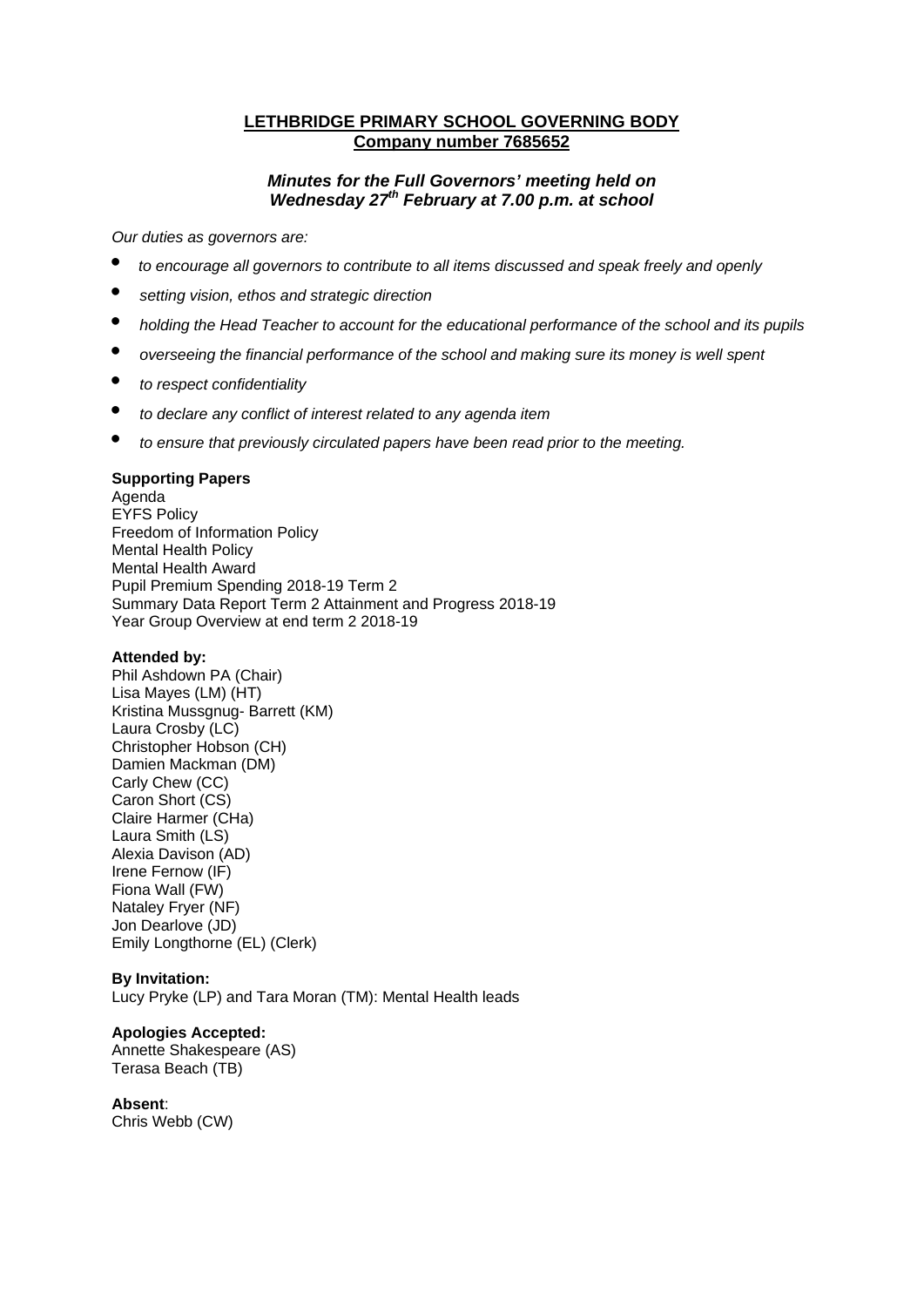# LETHBRIDGE PRIMARY SCHOOL GOVERNING BODY
## Company number 7685652

### *Minutes for the Full Governors' meeting held on Wednesday 27th February at 7.00 p.m. at school*

*Our duties as governors are:*

- *to encourage all governors to contribute to all items discussed and speak freely and openly*
- *setting vision, ethos and strategic direction*
- *holding the Head Teacher to account for the educational performance of the school and its pupils*
- *overseeing the financial performance of the school and making sure its money is well spent*
- *to respect confidentiality*
- *to declare any conflict of interest related to any agenda item*
- *to ensure that previously circulated papers have been read prior to the meeting.*

**Supporting Papers**
Agenda
EYFS Policy
Freedom of Information Policy
Mental Health Policy
Mental Health Award
Pupil Premium Spending 2018-19 Term 2
Summary Data Report Term 2 Attainment and Progress 2018-19
Year Group Overview at end term 2 2018-19

**Attended by:**
Phil Ashdown PA (Chair)
Lisa Mayes (LM) (HT)
Kristina Mussgnug- Barrett (KM)
Laura Crosby (LC)
Christopher Hobson (CH)
Damien Mackman (DM)
Carly Chew (CC)
Caron Short (CS)
Claire Harmer (CHa)
Laura Smith (LS)
Alexia Davison (AD)
Irene Fernow (IF)
Fiona Wall (FW)
Nataley Fryer (NF)
Jon Dearlove (JD)
Emily Longthorne (EL) (Clerk)

**By Invitation:**
Lucy Pryke (LP) and Tara Moran (TM): Mental Health leads

**Apologies Accepted:**
Annette Shakespeare (AS)
Terasa Beach (TB)

**Absent**:
Chris Webb (CW)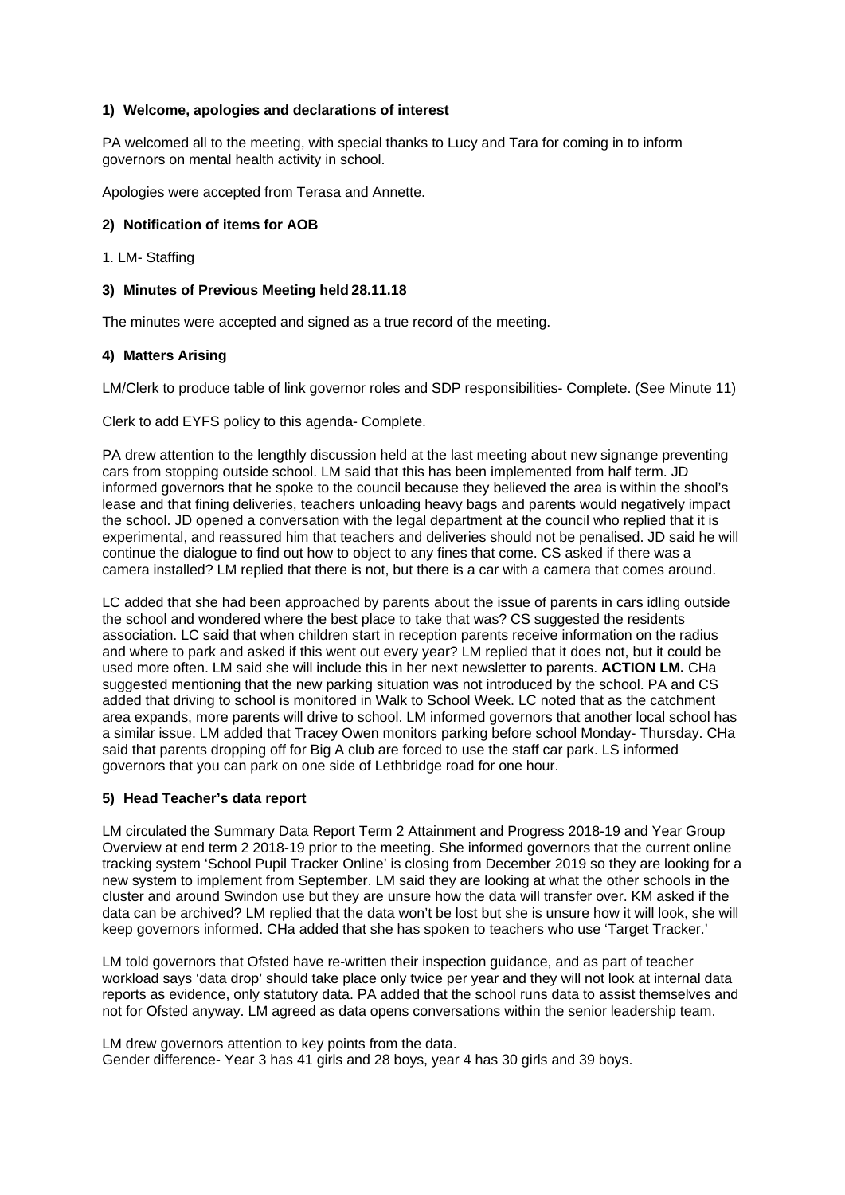### 1) Welcome, apologies and declarations of interest

PA welcomed all to the meeting, with special thanks to Lucy and Tara for coming in to inform governors on mental health activity in school.

Apologies were accepted from Terasa and Annette.

### 2) Notification of items for AOB

1. LM- Staffing

### 3) Minutes of Previous Meeting held 28.11.18

The minutes were accepted and signed as a true record of the meeting.

### 4) Matters Arising

LM/Clerk to produce table of link governor roles and SDP responsibilities- Complete. (See Minute 11)

Clerk to add EYFS policy to this agenda- Complete.

PA drew attention to the lengthly discussion held at the last meeting about new signange preventing cars from stopping outside school. LM said that this has been implemented from half term. JD informed governors that he spoke to the council because they believed the area is within the shool's lease and that fining deliveries, teachers unloading heavy bags and parents would negatively impact the school. JD opened a conversation with the legal department at the council who replied that it is experimental, and reassured him that teachers and deliveries should not be penalised. JD said he will continue the dialogue to find out how to object to any fines that come. CS asked if there was a camera installed? LM replied that there is not, but there is a car with a camera that comes around.

LC added that she had been approached by parents about the issue of parents in cars idling outside the school and wondered where the best place to take that was? CS suggested the residents association. LC said that when children start in reception parents receive information on the radius and where to park and asked if this went out every year? LM replied that it does not, but it could be used more often. LM said she will include this in her next newsletter to parents. **ACTION LM.** CHa suggested mentioning that the new parking situation was not introduced by the school. PA and CS added that driving to school is monitored in Walk to School Week. LC noted that as the catchment area expands, more parents will drive to school. LM informed governors that another local school has a similar issue. LM added that Tracey Owen monitors parking before school Monday- Thursday. CHa said that parents dropping off for Big A club are forced to use the staff car park. LS informed governors that you can park on one side of Lethbridge road for one hour.

### 5) Head Teacher's data report

LM circulated the Summary Data Report Term 2 Attainment and Progress 2018-19 and Year Group Overview at end term 2 2018-19 prior to the meeting. She informed governors that the current online tracking system 'School Pupil Tracker Online' is closing from December 2019 so they are looking for a new system to implement from September. LM said they are looking at what the other schools in the cluster and around Swindon use but they are unsure how the data will transfer over. KM asked if the data can be archived? LM replied that the data won't be lost but she is unsure how it will look, she will keep governors informed. CHa added that she has spoken to teachers who use 'Target Tracker.'

LM told governors that Ofsted have re-written their inspection guidance, and as part of teacher workload says 'data drop' should take place only twice per year and they will not look at internal data reports as evidence, only statutory data. PA added that the school runs data to assist themselves and not for Ofsted anyway. LM agreed as data opens conversations within the senior leadership team.

LM drew governors attention to key points from the data.
Gender difference- Year 3 has 41 girls and 28 boys, year 4 has 30 girls and 39 boys.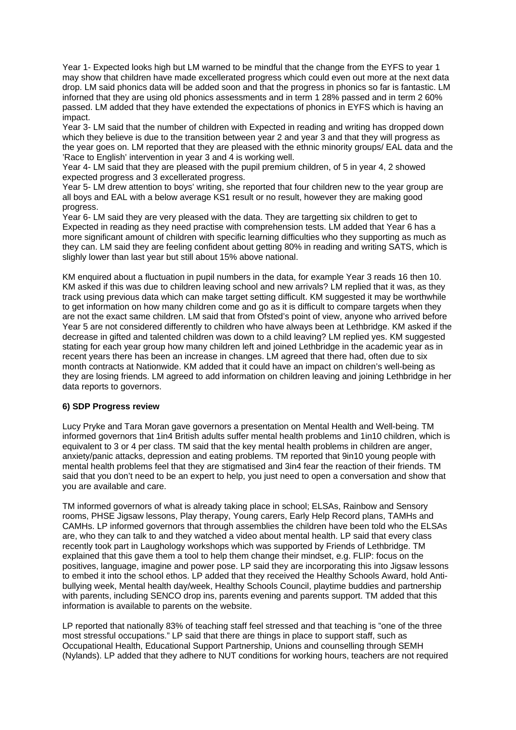Year 1- Expected looks high but LM warned to be mindful that the change from the EYFS to year 1 may show that children have made excellerated progress which could even out more at the next data drop. LM said phonics data will be added soon and that the progress in phonics so far is fantastic. LM inforned that they are using old phonics assessments and in term 1 28% passed and in term 2 60% passed. LM added that they have extended the expectations of phonics in EYFS which is having an impact.

Year 3- LM said that the number of children with Expected in reading and writing has dropped down which they believe is due to the transition between year 2 and year 3 and that they will progress as the year goes on. LM reported that they are pleased with the ethnic minority groups/ EAL data and the 'Race to English' intervention in year 3 and 4 is working well.

Year 4- LM said that they are pleased with the pupil premium children, of 5 in year 4, 2 showed expected progress and 3 excellerated progress.

Year 5- LM drew attention to boys' writing, she reported that four children new to the year group are all boys and EAL with a below average KS1 result or no result, however they are making good progress.

Year 6- LM said they are very pleased with the data. They are targetting six children to get to Expected in reading as they need practise with comprehension tests. LM added that Year 6 has a more significant amount of children with specific learning difficulties who they supporting as much as they can. LM said they are feeling confident about getting 80% in reading and writing SATS, which is slighly lower than last year but still about 15% above national.

KM enquired about a fluctuation in pupil numbers in the data, for example Year 3 reads 16 then 10. KM asked if this was due to children leaving school and new arrivals? LM replied that it was, as they track using previous data which can make target setting difficult. KM suggested it may be worthwhile to get information on how many children come and go as it is difficult to compare targets when they are not the exact same children. LM said that from Ofsted's point of view, anyone who arrived before Year 5 are not considered differently to children who have always been at Lethbridge. KM asked if the decrease in gifted and talented children was down to a child leaving? LM replied yes. KM suggested stating for each year group how many children left and joined Lethbridge in the academic year as in recent years there has been an increase in changes. LM agreed that there had, often due to six month contracts at Nationwide. KM added that it could have an impact on children's well-being as they are losing friends. LM agreed to add information on children leaving and joining Lethbridge in her data reports to governors.

**6) SDP Progress review**

Lucy Pryke and Tara Moran gave governors a presentation on Mental Health and Well-being. TM informed governors that 1in4 British adults suffer mental health problems and 1in10 children, which is equivalent to 3 or 4 per class. TM said that the key mental health problems in children are anger, anxiety/panic attacks, depression and eating problems. TM reported that 9in10 young people with mental health problems feel that they are stigmatised and 3in4 fear the reaction of their friends. TM said that you don't need to be an expert to help, you just need to open a conversation and show that you are available and care.

TM informed governors of what is already taking place in school; ELSAs, Rainbow and Sensory rooms, PHSE Jigsaw lessons, Play therapy, Young carers, Early Help Record plans, TAMHs and CAMHs. LP informed governors that through assemblies the children have been told who the ELSAs are, who they can talk to and they watched a video about mental health. LP said that every class recently took part in Laughology workshops which was supported by Friends of Lethbridge. TM explained that this gave them a tool to help them change their mindset, e.g. FLIP: focus on the positives, language, imagine and power pose. LP said they are incorporating this into Jigsaw lessons to embed it into the school ethos. LP added that they received the Healthy Schools Award, hold Anti-bullying week, Mental health day/week, Healthy Schools Council, playtime buddies and partnership with parents, including SENCO drop ins, parents evening and parents support. TM added that this information is available to parents on the website.

LP reported that nationally 83% of teaching staff feel stressed and that teaching is "one of the three most stressful occupations." LP said that there are things in place to support staff, such as Occupational Health, Educational Support Partnership, Unions and counselling through SEMH (Nylands). LP added that they adhere to NUT conditions for working hours, teachers are not required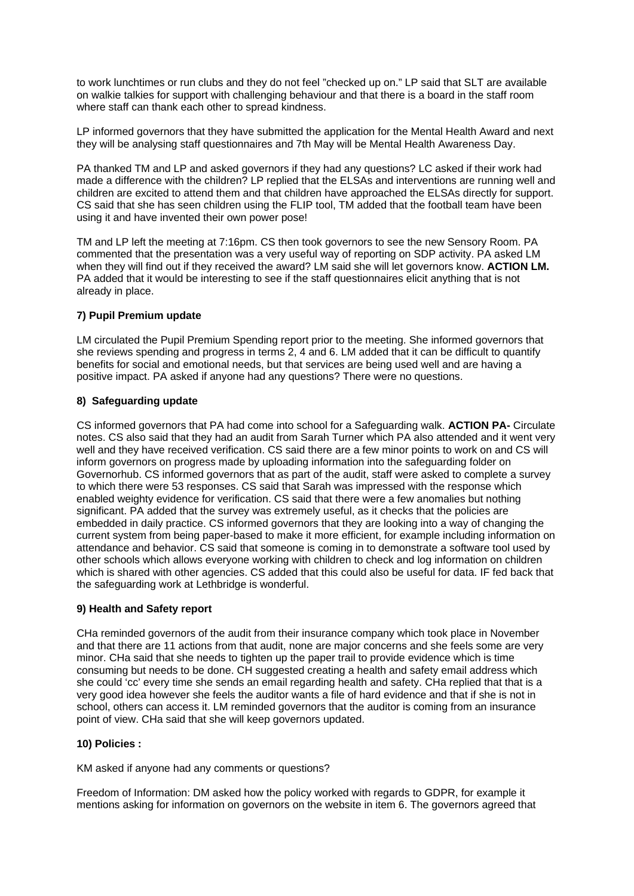to work lunchtimes or run clubs and they do not feel "checked up on." LP said that SLT are available on walkie talkies for support with challenging behaviour and that there is a board in the staff room where staff can thank each other to spread kindness.

LP informed governors that they have submitted the application for the Mental Health Award and next they will be analysing staff questionnaires and 7th May will be Mental Health Awareness Day.

PA thanked TM and LP and asked governors if they had any questions? LC asked if their work had made a difference with the children? LP replied that the ELSAs and interventions are running well and children are excited to attend them and that children have approached the ELSAs directly for support. CS said that she has seen children using the FLIP tool, TM added that the football team have been using it and have invented their own power pose!

TM and LP left the meeting at 7:16pm. CS then took governors to see the new Sensory Room. PA commented that the presentation was a very useful way of reporting on SDP activity. PA asked LM when they will find out if they received the award? LM said she will let governors know. **ACTION LM.** PA added that it would be interesting to see if the staff questionnaires elicit anything that is not already in place.

**7) Pupil Premium update**

LM circulated the Pupil Premium Spending report prior to the meeting. She informed governors that she reviews spending and progress in terms 2, 4 and 6. LM added that it can be difficult to quantify benefits for social and emotional needs, but that services are being used well and are having a positive impact. PA asked if anyone had any questions? There were no questions.

**8) Safeguarding update**

CS informed governors that PA had come into school for a Safeguarding walk. **ACTION PA-** Circulate notes. CS also said that they had an audit from Sarah Turner which PA also attended and it went very well and they have received verification. CS said there are a few minor points to work on and CS will inform governors on progress made by uploading information into the safeguarding folder on Governorhub. CS informed governors that as part of the audit, staff were asked to complete a survey to which there were 53 responses. CS said that Sarah was impressed with the response which enabled weighty evidence for verification. CS said that there were a few anomalies but nothing significant. PA added that the survey was extremely useful, as it checks that the policies are embedded in daily practice. CS informed governors that they are looking into a way of changing the current system from being paper-based to make it more efficient, for example including information on attendance and behavior. CS said that someone is coming in to demonstrate a software tool used by other schools which allows everyone working with children to check and log information on children which is shared with other agencies. CS added that this could also be useful for data. IF fed back that the safeguarding work at Lethbridge is wonderful.

**9) Health and Safety report**

CHa reminded governors of the audit from their insurance company which took place in November and that there are 11 actions from that audit, none are major concerns and she feels some are very minor. CHa said that she needs to tighten up the paper trail to provide evidence which is time consuming but needs to be done. CH suggested creating a health and safety email address which she could 'cc' every time she sends an email regarding health and safety. CHa replied that that is a very good idea however she feels the auditor wants a file of hard evidence and that if she is not in school, others can access it. LM reminded governors that the auditor is coming from an insurance point of view. CHa said that she will keep governors updated.

**10) Policies :**

KM asked if anyone had any comments or questions?

Freedom of Information: DM asked how the policy worked with regards to GDPR, for example it mentions asking for information on governors on the website in item 6. The governors agreed that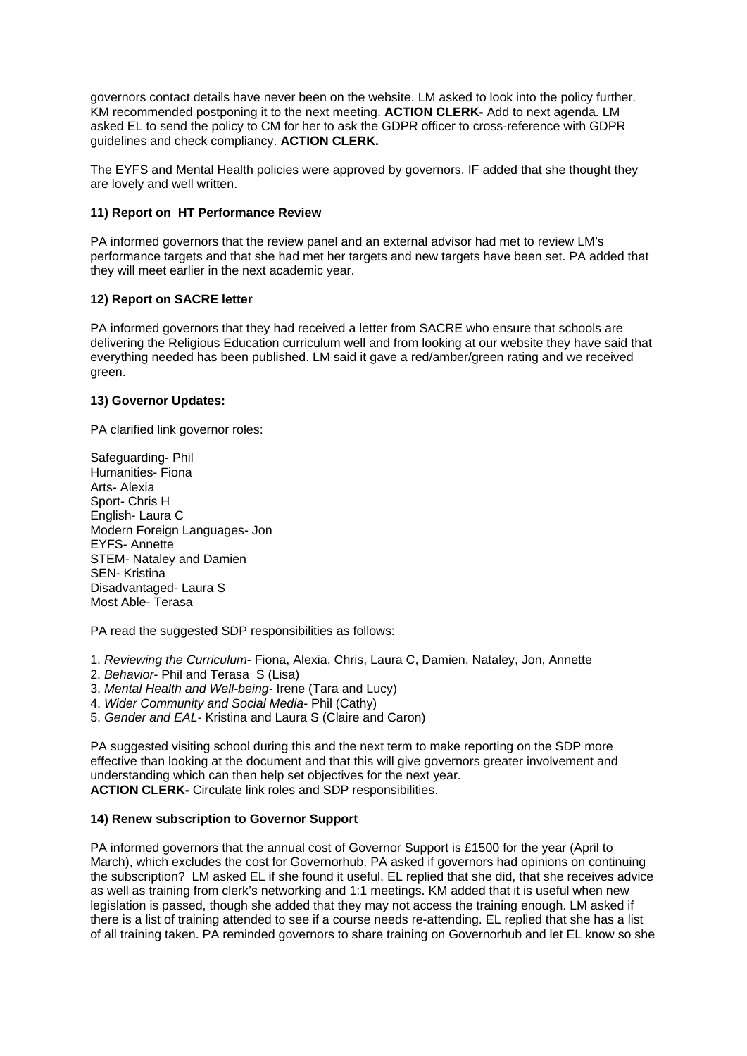governors contact details have never been on the website. LM asked to look into the policy further. KM recommended postponing it to the next meeting. **ACTION CLERK-** Add to next agenda. LM asked EL to send the policy to CM for her to ask the GDPR officer to cross-reference with GDPR guidelines and check compliancy. **ACTION CLERK.**

The EYFS and Mental Health policies were approved by governors. IF added that she thought they are lovely and well written.

**11) Report on HT Performance Review**

PA informed governors that the review panel and an external advisor had met to review LM's performance targets and that she had met her targets and new targets have been set. PA added that they will meet earlier in the next academic year.

**12) Report on SACRE letter**

PA informed governors that they had received a letter from SACRE who ensure that schools are delivering the Religious Education curriculum well and from looking at our website they have said that everything needed has been published. LM said it gave a red/amber/green rating and we received green.

**13) Governor Updates:**

PA clarified link governor roles:

Safeguarding- Phil
Humanities- Fiona
Arts- Alexia
Sport- Chris H
English- Laura C
Modern Foreign Languages- Jon
EYFS- Annette
STEM- Nataley and Damien
SEN- Kristina
Disadvantaged- Laura S
Most Able- Terasa

PA read the suggested SDP responsibilities as follows:

1. *Reviewing the Curriculum*- Fiona, Alexia, Chris, Laura C, Damien, Nataley, Jon, Annette
2. *Behavior*- Phil and Terasa S (Lisa)
3. *Mental Health and Well-being*- Irene (Tara and Lucy)
4. *Wider Community and Social Media*- Phil (Cathy)
5. *Gender and EAL*- Kristina and Laura S (Claire and Caron)

PA suggested visiting school during this and the next term to make reporting on the SDP more effective than looking at the document and that this will give governors greater involvement and understanding which can then help set objectives for the next year.
**ACTION CLERK-** Circulate link roles and SDP responsibilities.

**14) Renew subscription to Governor Support**

PA informed governors that the annual cost of Governor Support is £1500 for the year (April to March), which excludes the cost for Governorhub. PA asked if governors had opinions on continuing the subscription? LM asked EL if she found it useful. EL replied that she did, that she receives advice as well as training from clerk's networking and 1:1 meetings. KM added that it is useful when new legislation is passed, though she added that they may not access the training enough. LM asked if there is a list of training attended to see if a course needs re-attending. EL replied that she has a list of all training taken. PA reminded governors to share training on Governorhub and let EL know so she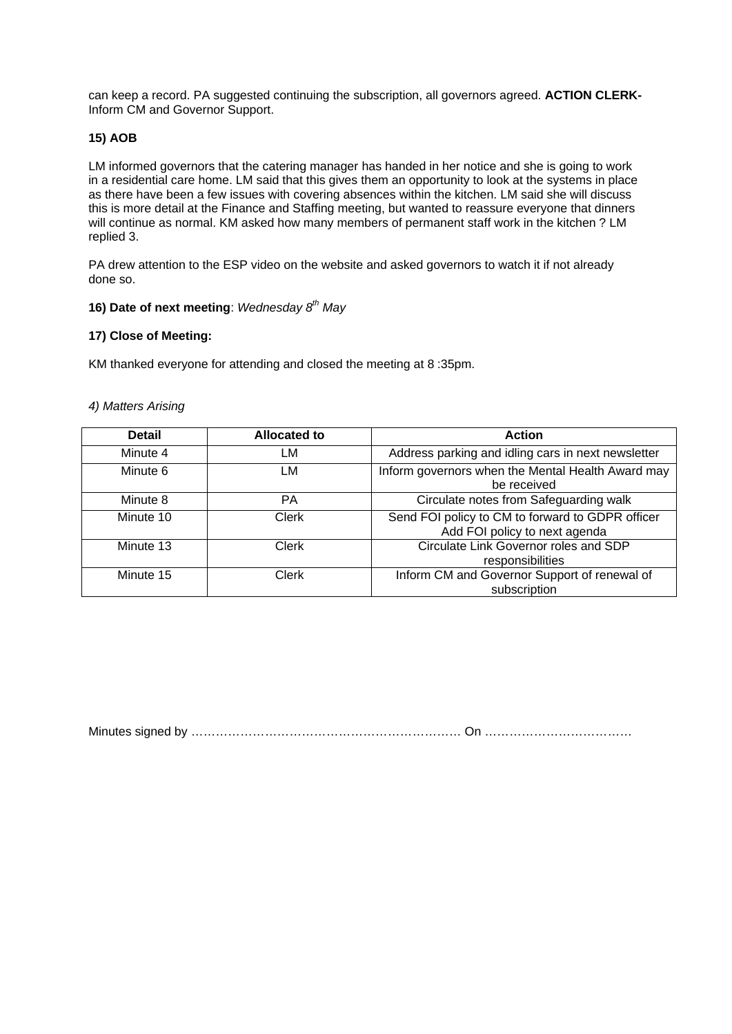can keep a record. PA suggested continuing the subscription, all governors agreed. **ACTION CLERK-** Inform CM and Governor Support.

**15) AOB**

LM informed governors that the catering manager has handed in her notice and she is going to work in a residential care home. LM said that this gives them an opportunity to look at the systems in place as there have been a few issues with covering absences within the kitchen. LM said she will discuss this is more detail at the Finance and Staffing meeting, but wanted to reassure everyone that dinners will continue as normal. KM asked how many members of permanent staff work in the kitchen ? LM replied 3.

PA drew attention to the ESP video on the website and asked governors to watch it if not already done so.

**16) Date of next meeting**: *Wednesday 8th May*

**17) Close of Meeting:**

KM thanked everyone for attending and closed the meeting at 8 :35pm.

*4) Matters Arising*

| Detail | Allocated to | Action |
|---|---|---|
| Minute 4 | LM | Address parking and idling cars in next newsletter |
| Minute 6 | LM | Inform governors when the Mental Health Award may be received |
| Minute 8 | PA | Circulate notes from Safeguarding walk |
| Minute 10 | Clerk | Send FOI policy to CM to forward to GDPR officer Add FOI policy to next agenda |
| Minute 13 | Clerk | Circulate Link Governor roles and SDP responsibilities |
| Minute 15 | Clerk | Inform CM and Governor Support of renewal of subscription |

Minutes signed by …………………………………………………………… On ………………………………